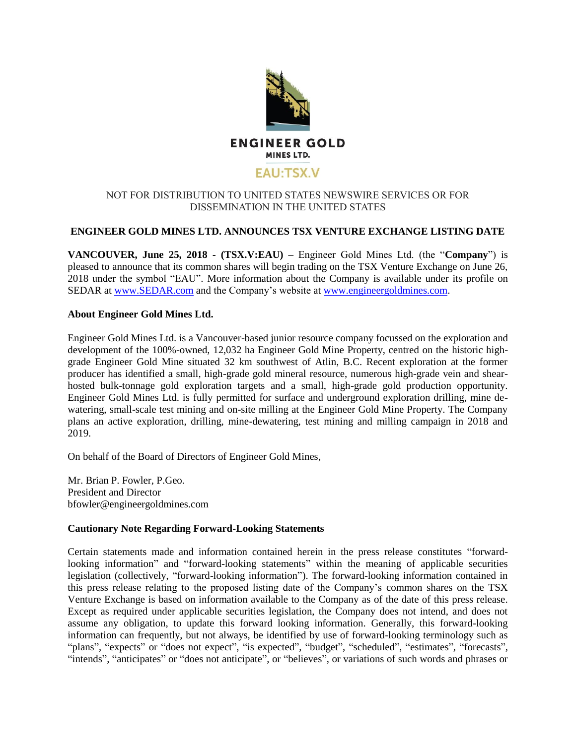ENGINEER GOLD
MINES LTD.
EAU:TSX.V

NOT FOR DISTRIBUTION TO UNITED STATES NEWSWIRE SERVICES OR FOR DISSEMINATION IN THE UNITED STATES

## ENGINEER GOLD MINES LTD. ANNOUNCES TSX VENTURE EXCHANGE LISTING DATE

**VANCOUVER, June 25, 2018 - (TSX.V:EAU) –** Engineer Gold Mines Ltd. (the "**Company**") is pleased to announce that its common shares will begin trading on the TSX Venture Exchange on June 26, 2018 under the symbol "EAU". More information about the Company is available under its profile on SEDAR at www.SEDAR.com and the Company's website at www.engineergoldmines.com.

### About Engineer Gold Mines Ltd.

Engineer Gold Mines Ltd. is a Vancouver-based junior resource company focussed on the exploration and development of the 100%-owned, 12,032 ha Engineer Gold Mine Property, centred on the historic high-grade Engineer Gold Mine situated 32 km southwest of Atlin, B.C. Recent exploration at the former producer has identified a small, high-grade gold mineral resource, numerous high-grade vein and shear-hosted bulk-tonnage gold exploration targets and a small, high-grade gold production opportunity. Engineer Gold Mines Ltd. is fully permitted for surface and underground exploration drilling, mine de-watering, small-scale test mining and on-site milling at the Engineer Gold Mine Property. The Company plans an active exploration, drilling, mine-dewatering, test mining and milling campaign in 2018 and 2019.

On behalf of the Board of Directors of Engineer Gold Mines,

Mr. Brian P. Fowler, P.Geo.
President and Director
bfowler@engineergoldmines.com

### Cautionary Note Regarding Forward-Looking Statements

Certain statements made and information contained herein in the press release constitutes "forward-looking information" and "forward-looking statements" within the meaning of applicable securities legislation (collectively, "forward-looking information"). The forward-looking information contained in this press release relating to the proposed listing date of the Company's common shares on the TSX Venture Exchange is based on information available to the Company as of the date of this press release. Except as required under applicable securities legislation, the Company does not intend, and does not assume any obligation, to update this forward looking information. Generally, this forward-looking information can frequently, but not always, be identified by use of forward-looking terminology such as "plans", "expects" or "does not expect", "is expected", "budget", "scheduled", "estimates", "forecasts", "intends", "anticipates" or "does not anticipate", or "believes", or variations of such words and phrases or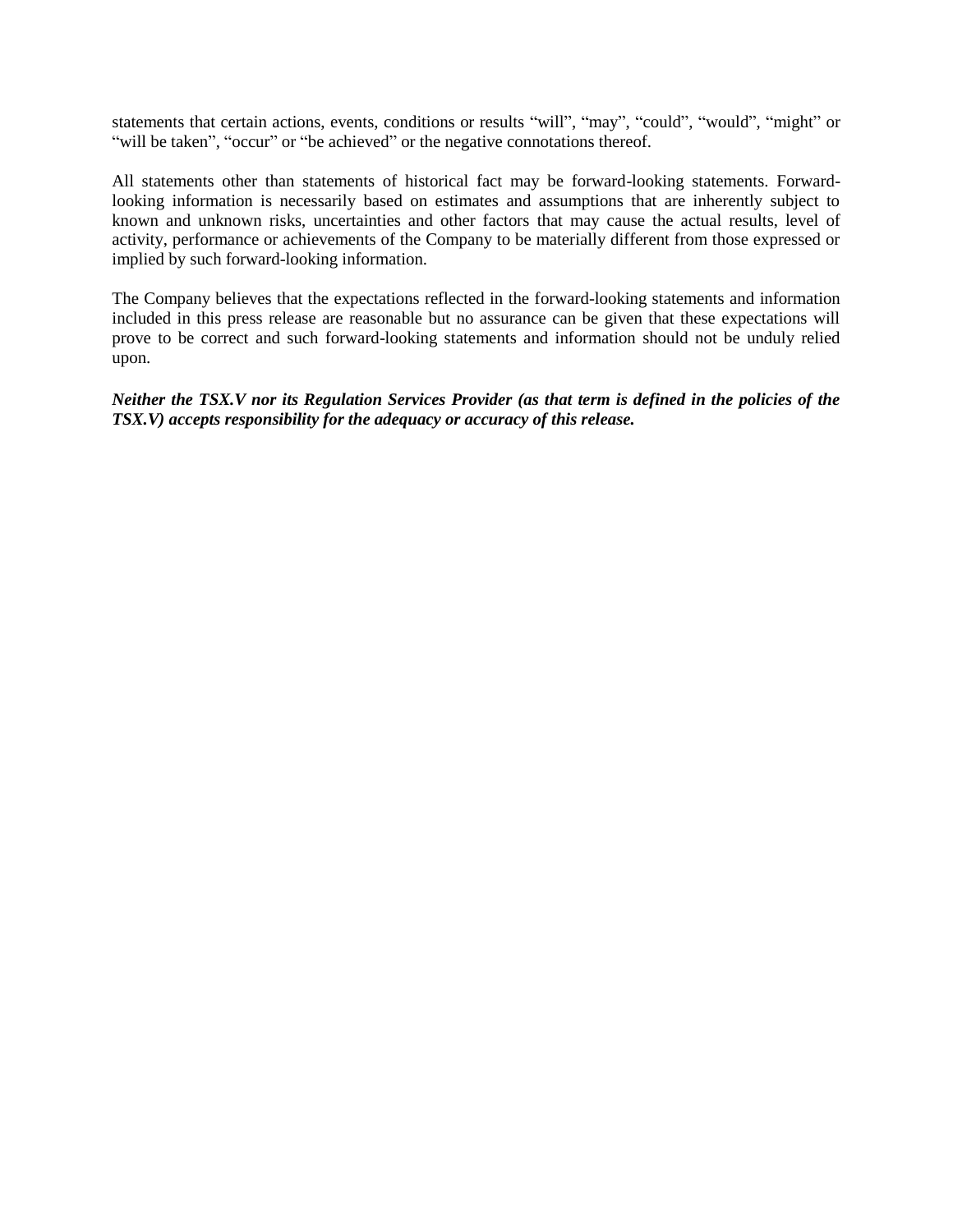statements that certain actions, events, conditions or results “will”, “may”, “could”, “would”, “might” or “will be taken”, “occur” or “be achieved” or the negative connotations thereof.

All statements other than statements of historical fact may be forward-looking statements. Forward-looking information is necessarily based on estimates and assumptions that are inherently subject to known and unknown risks, uncertainties and other factors that may cause the actual results, level of activity, performance or achievements of the Company to be materially different from those expressed or implied by such forward-looking information.

The Company believes that the expectations reflected in the forward-looking statements and information included in this press release are reasonable but no assurance can be given that these expectations will prove to be correct and such forward-looking statements and information should not be unduly relied upon.

***Neither the TSX.V nor its Regulation Services Provider (as that term is defined in the policies of the TSX.V) accepts responsibility for the adequacy or accuracy of this release.***